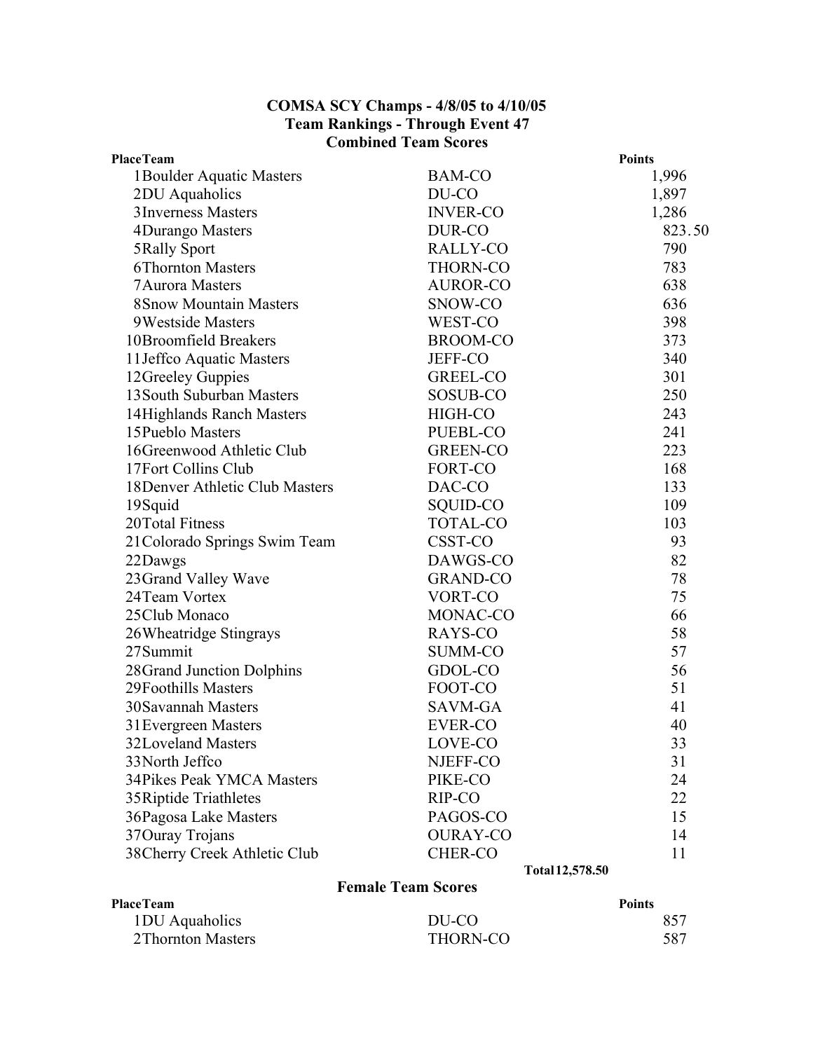# COMSA SCY Champs - 4/8/05 to 4/10/05

## Team Rankings - Through Event 47

### Combined Team Scores

| Place | Team | | Points |
|---|---|---|---|
| 1 | Boulder Aquatic Masters | BAM-CO | 1,996 |
| 2 | DU Aquaholics | DU-CO | 1,897 |
| 3 | Inverness Masters | INVER-CO | 1,286 |
| 4 | Durango Masters | DUR-CO | 823.50 |
| 5 | Rally Sport | RALLY-CO | 790 |
| 6 | Thornton Masters | THORN-CO | 783 |
| 7 | Aurora Masters | AUROR-CO | 638 |
| 8 | Snow Mountain Masters | SNOW-CO | 636 |
| 9 | Westside Masters | WEST-CO | 398 |
| 10 | Broomfield Breakers | BROOM-CO | 373 |
| 11 | Jeffco Aquatic Masters | JEFF-CO | 340 |
| 12 | Greeley Guppies | GREEL-CO | 301 |
| 13 | South Suburban Masters | SOSUB-CO | 250 |
| 14 | Highlands Ranch Masters | HIGH-CO | 243 |
| 15 | Pueblo Masters | PUEBL-CO | 241 |
| 16 | Greenwood Athletic Club | GREEN-CO | 223 |
| 17 | Fort Collins Club | FORT-CO | 168 |
| 18 | Denver Athletic Club Masters | DAC-CO | 133 |
| 19 | Squid | SQUID-CO | 109 |
| 20 | Total Fitness | TOTAL-CO | 103 |
| 21 | Colorado Springs Swim Team | CSST-CO | 93 |
| 22 | Dawgs | DAWGS-CO | 82 |
| 23 | Grand Valley Wave | GRAND-CO | 78 |
| 24 | Team Vortex | VORT-CO | 75 |
| 25 | Club Monaco | MONAC-CO | 66 |
| 26 | Wheatridge Stingrays | RAYS-CO | 58 |
| 27 | Summit | SUMM-CO | 57 |
| 28 | Grand Junction Dolphins | GDOL-CO | 56 |
| 29 | Foothills Masters | FOOT-CO | 51 |
| 30 | Savannah Masters | SAVM-GA | 41 |
| 31 | Evergreen Masters | EVER-CO | 40 |
| 32 | Loveland Masters | LOVE-CO | 33 |
| 33 | North Jeffco | NJEFF-CO | 31 |
| 34 | Pikes Peak YMCA Masters | PIKE-CO | 24 |
| 35 | Riptide Triathletes | RIP-CO | 22 |
| 36 | Pagosa Lake Masters | PAGOS-CO | 15 |
| 37 | Ouray Trojans | OURAY-CO | 14 |
| 38 | Cherry Creek Athletic Club | CHER-CO | 11 |
| | | Total | 12,578.50 |

### Female Team Scores

| Place | Team | | Points |
|---|---|---|---|
| 1 | DU Aquaholics | DU-CO | 857 |
| 2 | Thornton Masters | THORN-CO | 587 |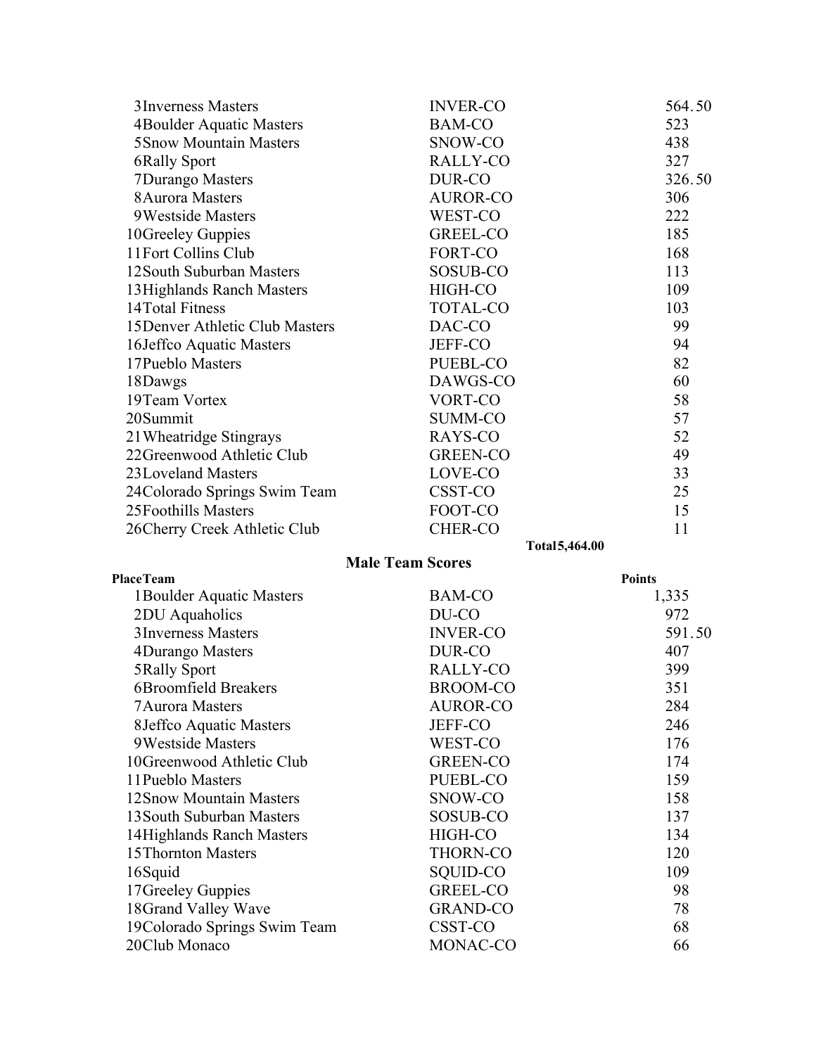| Place | Team | Code | Points |
|---|---|---|---|
| 3 | Inverness Masters | INVER-CO | 564.50 |
| 4 | Boulder Aquatic Masters | BAM-CO | 523 |
| 5 | Snow Mountain Masters | SNOW-CO | 438 |
| 6 | Rally Sport | RALLY-CO | 327 |
| 7 | Durango Masters | DUR-CO | 326.50 |
| 8 | Aurora Masters | AUROR-CO | 306 |
| 9 | Westside Masters | WEST-CO | 222 |
| 10 | Greeley Guppies | GREEL-CO | 185 |
| 11 | Fort Collins Club | FORT-CO | 168 |
| 12 | South Suburban Masters | SOSUB-CO | 113 |
| 13 | Highlands Ranch Masters | HIGH-CO | 109 |
| 14 | Total Fitness | TOTAL-CO | 103 |
| 15 | Denver Athletic Club Masters | DAC-CO | 99 |
| 16 | Jeffco Aquatic Masters | JEFF-CO | 94 |
| 17 | Pueblo Masters | PUEBL-CO | 82 |
| 18 | Dawgs | DAWGS-CO | 60 |
| 19 | Team Vortex | VORT-CO | 58 |
| 20 | Summit | SUMM-CO | 57 |
| 21 | Wheatridge Stingrays | RAYS-CO | 52 |
| 22 | Greenwood Athletic Club | GREEN-CO | 49 |
| 23 | Loveland Masters | LOVE-CO | 33 |
| 24 | Colorado Springs Swim Team | CSST-CO | 25 |
| 25 | Foothills Masters | FOOT-CO | 15 |
| 26 | Cherry Creek Athletic Club | CHER-CO | 11 |
| | | **Total** | **5,464.00** |

## Male Team Scores

| Place | Team | | Points |
|---|---|---|---|
| 1 | Boulder Aquatic Masters | BAM-CO | 1,335 |
| 2 | DU Aquaholics | DU-CO | 972 |
| 3 | Inverness Masters | INVER-CO | 591.50 |
| 4 | Durango Masters | DUR-CO | 407 |
| 5 | Rally Sport | RALLY-CO | 399 |
| 6 | Broomfield Breakers | BROOM-CO | 351 |
| 7 | Aurora Masters | AUROR-CO | 284 |
| 8 | Jeffco Aquatic Masters | JEFF-CO | 246 |
| 9 | Westside Masters | WEST-CO | 176 |
| 10 | Greenwood Athletic Club | GREEN-CO | 174 |
| 11 | Pueblo Masters | PUEBL-CO | 159 |
| 12 | Snow Mountain Masters | SNOW-CO | 158 |
| 13 | South Suburban Masters | SOSUB-CO | 137 |
| 14 | Highlands Ranch Masters | HIGH-CO | 134 |
| 15 | Thornton Masters | THORN-CO | 120 |
| 16 | Squid | SQUID-CO | 109 |
| 17 | Greeley Guppies | GREEL-CO | 98 |
| 18 | Grand Valley Wave | GRAND-CO | 78 |
| 19 | Colorado Springs Swim Team | CSST-CO | 68 |
| 20 | Club Monaco | MONAC-CO | 66 |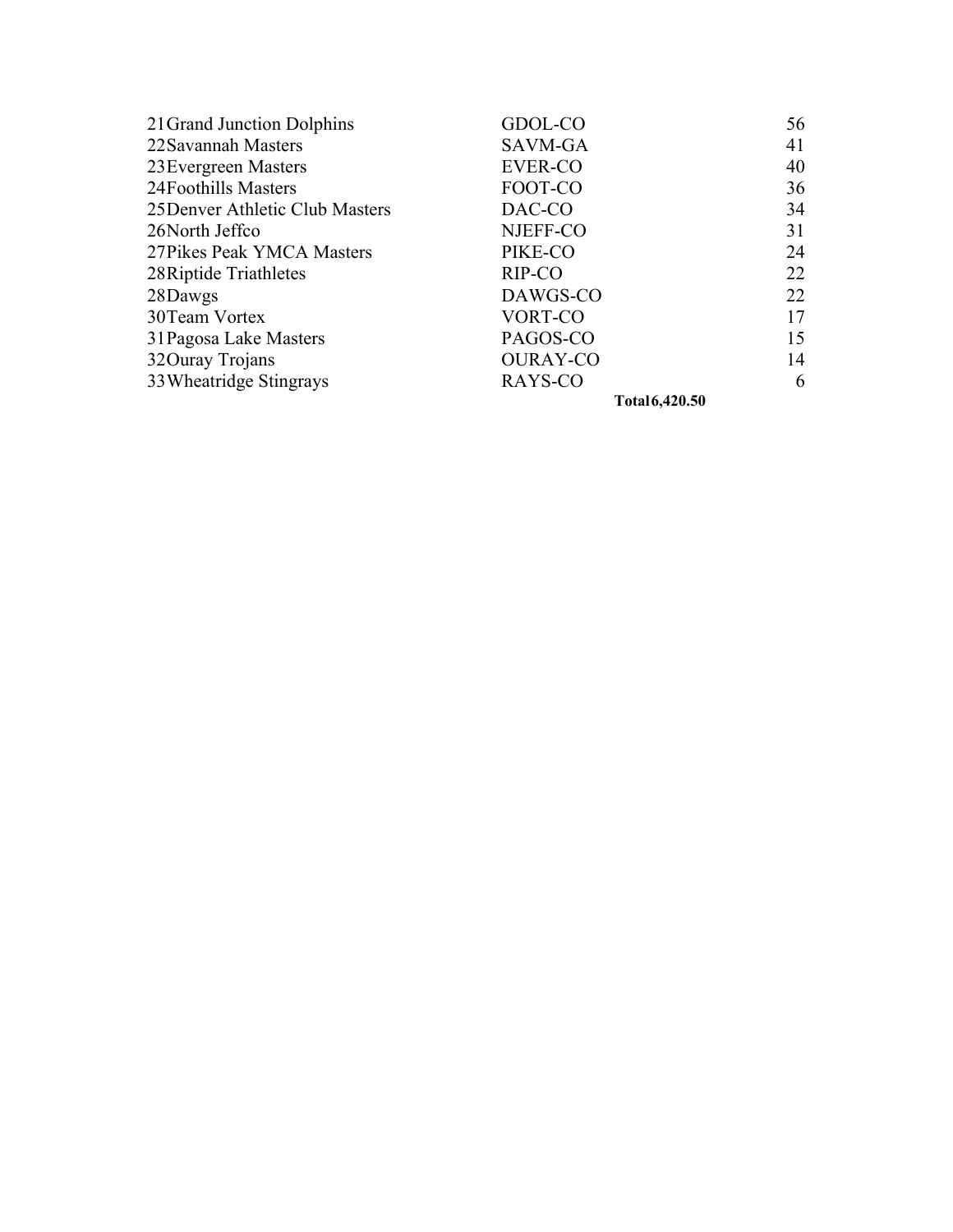| | | | |
|---|---|---|---|
| 21 | Grand Junction Dolphins | GDOL-CO | 56 |
| 22 | Savannah Masters | SAVM-GA | 41 |
| 23 | Evergreen Masters | EVER-CO | 40 |
| 24 | Foothills Masters | FOOT-CO | 36 |
| 25 | Denver Athletic Club Masters | DAC-CO | 34 |
| 26 | North Jeffco | NJEFF-CO | 31 |
| 27 | Pikes Peak YMCA Masters | PIKE-CO | 24 |
| 28 | Riptide Triathletes | RIP-CO | 22 |
| 28 | Dawgs | DAWGS-CO | 22 |
| 30 | Team Vortex | VORT-CO | 17 |
| 31 | Pagosa Lake Masters | PAGOS-CO | 15 |
| 32 | Ouray Trojans | OURAY-CO | 14 |
| 33 | Wheatridge Stingrays | RAYS-CO | 6 |
| | | **Total** | **6,420.50** |